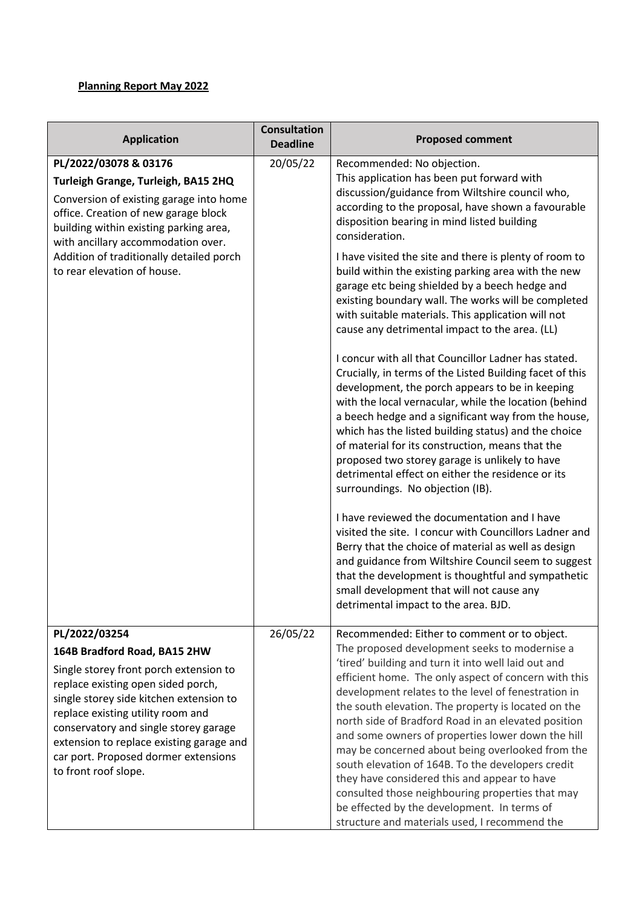**Planning Report May 2022**

| Application | Consultation Deadline | Proposed comment |
|---|---|---|
| **PL/2022/03078 & 03176**<br>**Turleigh Grange, Turleigh, BA15 2HQ**<br>Conversion of existing garage into home office. Creation of new garage block building within existing parking area, with ancillary accommodation over. Addition of traditionally detailed porch to rear elevation of house. | 20/05/22 | Recommended: No objection.<br>This application has been put forward with discussion/guidance from Wiltshire council who, according to the proposal, have shown a favourable disposition bearing in mind listed building consideration.<br><br>I have visited the site and there is plenty of room to build within the existing parking area with the new garage etc being shielded by a beech hedge and existing boundary wall. The works will be completed with suitable materials. This application will not cause any detrimental impact to the area. (LL)<br><br>I concur with all that Councillor Ladner has stated. Crucially, in terms of the Listed Building facet of this development, the porch appears to be in keeping with the local vernacular, while the location (behind a beech hedge and a significant way from the house, which has the listed building status) and the choice of material for its construction, means that the proposed two storey garage is unlikely to have detrimental effect on either the residence or its surroundings. No objection (IB).<br><br>I have reviewed the documentation and I have visited the site. I concur with Councillors Ladner and Berry that the choice of material as well as design and guidance from Wiltshire Council seem to suggest that the development is thoughtful and sympathetic small development that will not cause any detrimental impact to the area. BJD. |
| **PL/2022/03254**<br>**164B Bradford Road, BA15 2HW**<br>Single storey front porch extension to replace existing open sided porch, single storey side kitchen extension to replace existing utility room and conservatory and single storey garage extension to replace existing garage and car port. Proposed dormer extensions to front roof slope. | 26/05/22 | Recommended: Either to comment or to object.<br>The proposed development seeks to modernise a 'tired' building and turn it into well laid out and efficient home. The only aspect of concern with this development relates to the level of fenestration in the south elevation. The property is located on the north side of Bradford Road in an elevated position and some owners of properties lower down the hill may be concerned about being overlooked from the south elevation of 164B. To the developers credit they have considered this and appear to have consulted those neighbouring properties that may be effected by the development. In terms of structure and materials used, I recommend the |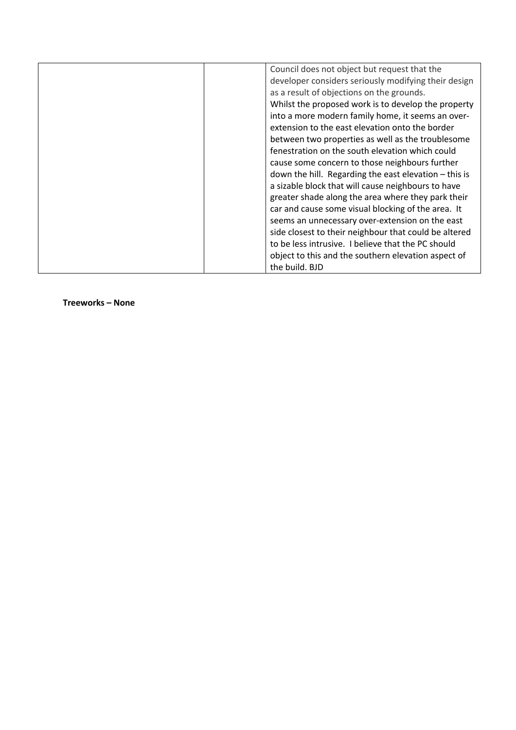| | | |
|---|---|---|
| | | Council does not object but request that the developer considers seriously modifying their design as a result of objections on the grounds.<br>Whilst the proposed work is to develop the property into a more modern family home, it seems an over-extension to the east elevation onto the border between two properties as well as the troublesome fenestration on the south elevation which could cause some concern to those neighbours further down the hill. Regarding the east elevation – this is a sizable block that will cause neighbours to have greater shade along the area where they park their car and cause some visual blocking of the area. It seems an unnecessary over-extension on the east side closest to their neighbour that could be altered to be less intrusive. I believe that the PC should object to this and the southern elevation aspect of the build. BJD |

**Treeworks – None**